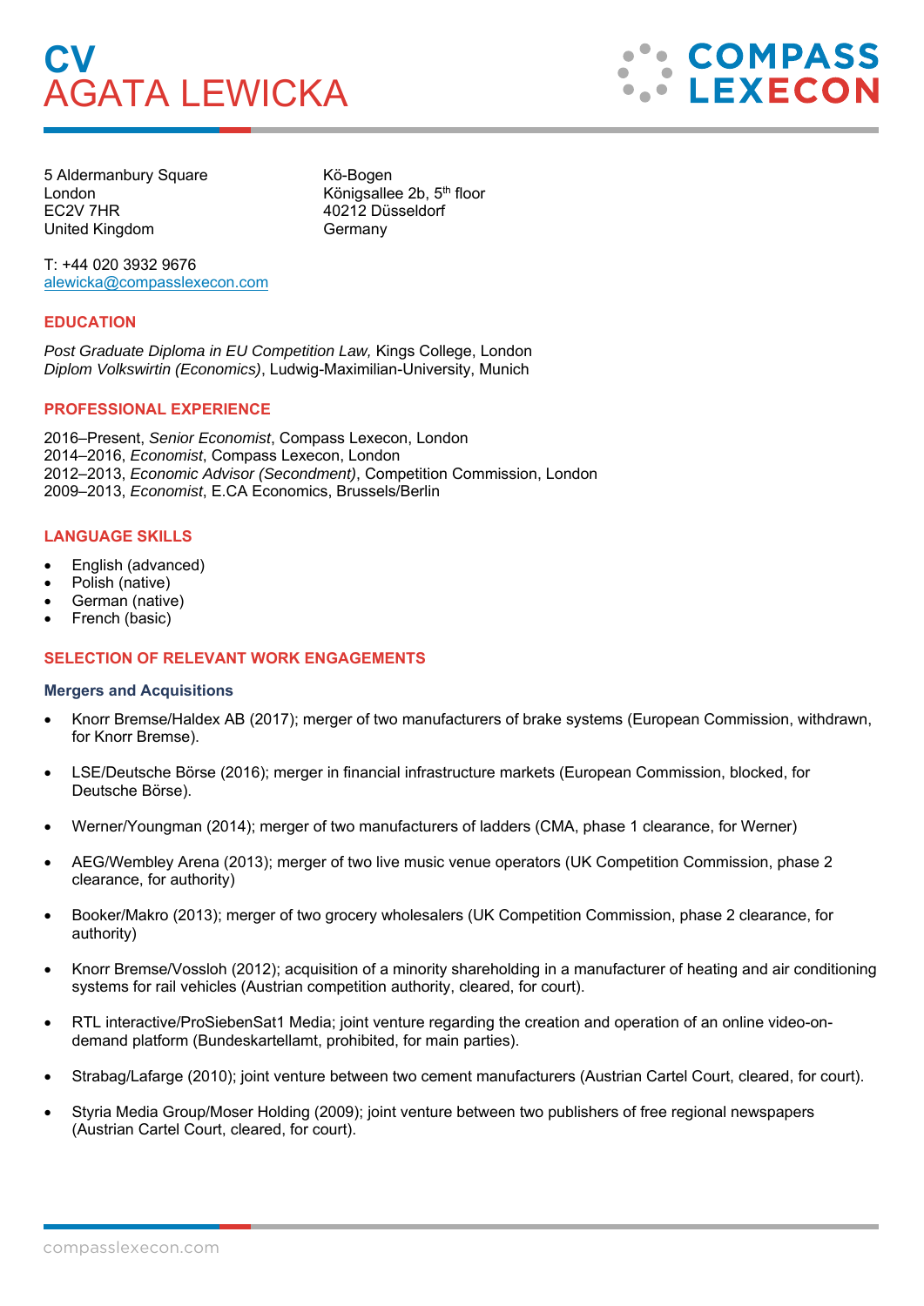# CV
# AGATA LEWICKA

COMPASS LEXECON

5 Aldermanbury Square
London
EC2V 7HR
United Kingdom

Kö-Bogen
Königsallee 2b, 5th floor
40212 Düsseldorf
Germany

T: +44 020 3932 9676
alewicka@compasslexecon.com

## EDUCATION

*Post Graduate Diploma in EU Competition Law,* Kings College, London
*Diplom Volkswirtin (Economics)*, Ludwig-Maximilian-University, Munich

## PROFESSIONAL EXPERIENCE

2016–Present, *Senior Economist*, Compass Lexecon, London
2014–2016, *Economist*, Compass Lexecon, London
2012–2013, *Economic Advisor (Secondment)*, Competition Commission, London
2009–2013, *Economist*, E.CA Economics, Brussels/Berlin

## LANGUAGE SKILLS

- English (advanced)
- Polish (native)
- German (native)
- French (basic)

## SELECTION OF RELEVANT WORK ENGAGEMENTS

### Mergers and Acquisitions

- Knorr Bremse/Haldex AB (2017); merger of two manufacturers of brake systems (European Commission, withdrawn, for Knorr Bremse).
- LSE/Deutsche Börse (2016); merger in financial infrastructure markets (European Commission, blocked, for Deutsche Börse).
- Werner/Youngman (2014); merger of two manufacturers of ladders (CMA, phase 1 clearance, for Werner)
- AEG/Wembley Arena (2013); merger of two live music venue operators (UK Competition Commission, phase 2 clearance, for authority)
- Booker/Makro (2013); merger of two grocery wholesalers (UK Competition Commission, phase 2 clearance, for authority)
- Knorr Bremse/Vossloh (2012); acquisition of a minority shareholding in a manufacturer of heating and air conditioning systems for rail vehicles (Austrian competition authority, cleared, for court).
- RTL interactive/ProSiebenSat1 Media; joint venture regarding the creation and operation of an online video-on-demand platform (Bundeskartellamt, prohibited, for main parties).
- Strabag/Lafarge (2010); joint venture between two cement manufacturers (Austrian Cartel Court, cleared, for court).
- Styria Media Group/Moser Holding (2009); joint venture between two publishers of free regional newspapers (Austrian Cartel Court, cleared, for court).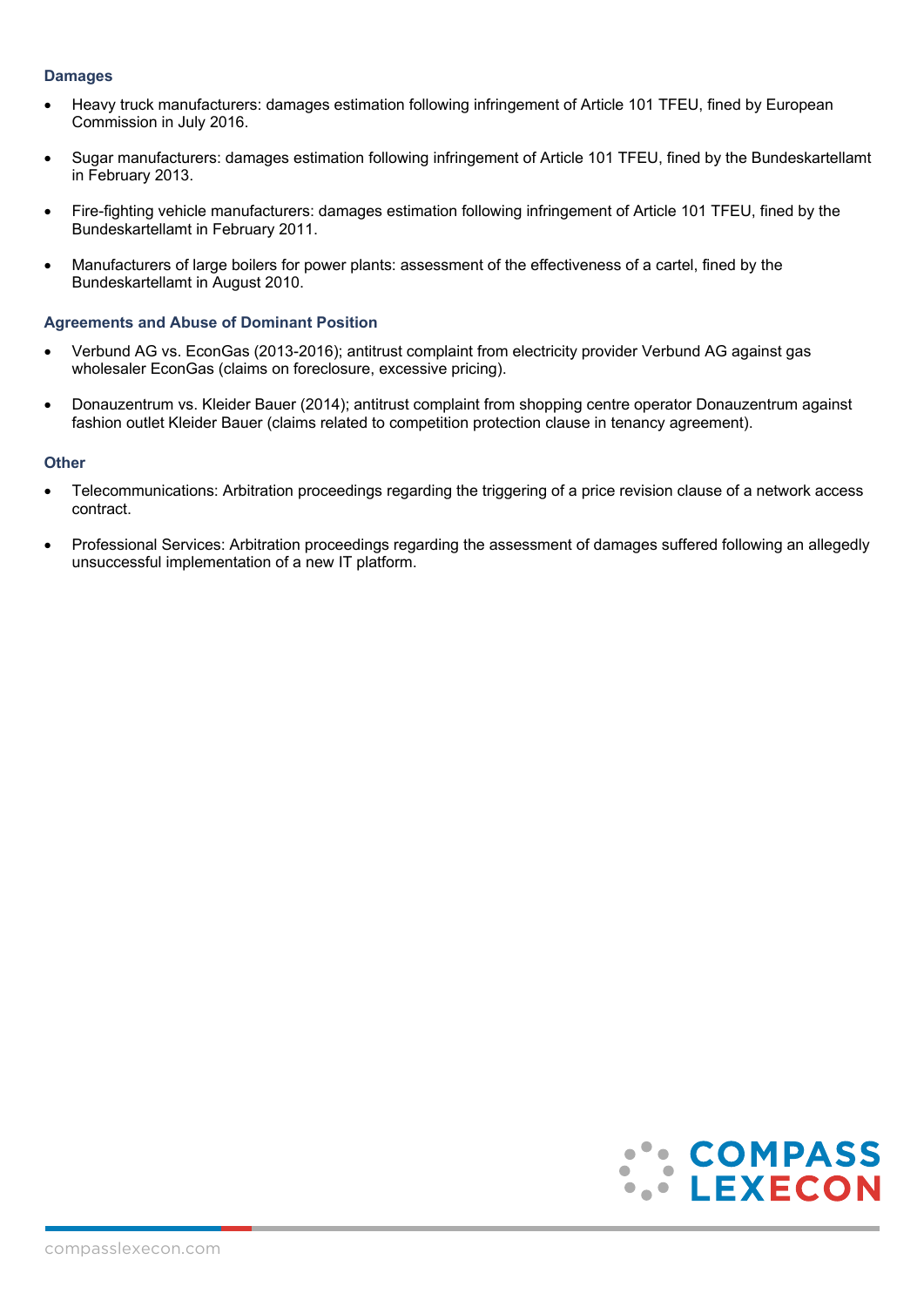### Damages

- Heavy truck manufacturers: damages estimation following infringement of Article 101 TFEU, fined by European Commission in July 2016.
- Sugar manufacturers: damages estimation following infringement of Article 101 TFEU, fined by the Bundeskartellamt in February 2013.
- Fire-fighting vehicle manufacturers: damages estimation following infringement of Article 101 TFEU, fined by the Bundeskartellamt in February 2011.
- Manufacturers of large boilers for power plants: assessment of the effectiveness of a cartel, fined by the Bundeskartellamt in August 2010.

### Agreements and Abuse of Dominant Position

- Verbund AG vs. EconGas (2013-2016); antitrust complaint from electricity provider Verbund AG against gas wholesaler EconGas (claims on foreclosure, excessive pricing).
- Donauzentrum vs. Kleider Bauer (2014); antitrust complaint from shopping centre operator Donauzentrum against fashion outlet Kleider Bauer (claims related to competition protection clause in tenancy agreement).

### Other

- Telecommunications: Arbitration proceedings regarding the triggering of a price revision clause of a network access contract.
- Professional Services: Arbitration proceedings regarding the assessment of damages suffered following an allegedly unsuccessful implementation of a new IT platform.